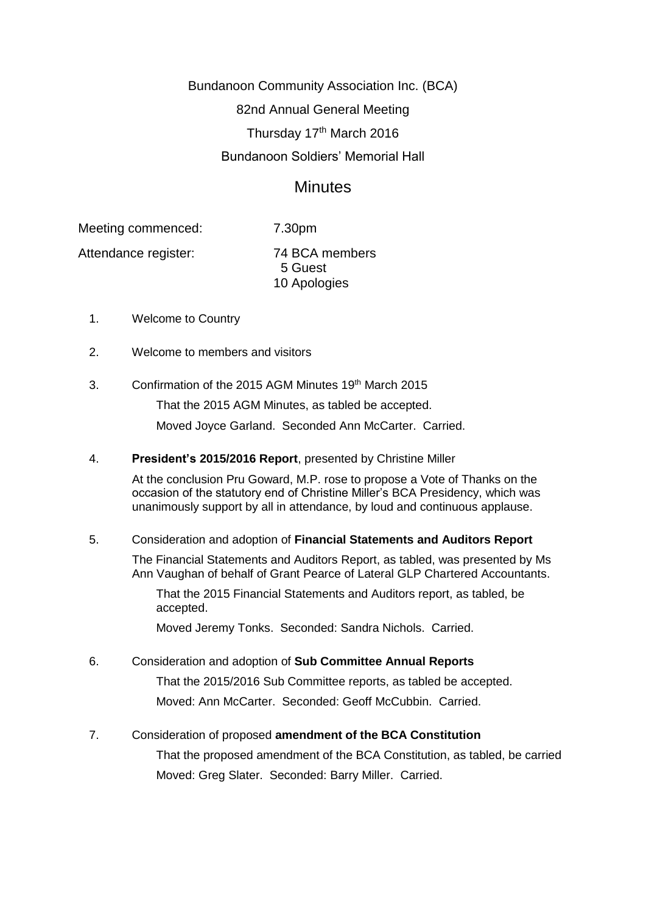Bundanoon Community Association Inc. (BCA)

82nd Annual General Meeting

Thursday 17th March 2016

Bundanoon Soldiers' Memorial Hall

# Minutes

Meeting commenced: 7.30pm

Attendance register: 74 BCA members
5 Guest
10 Apologies

1. Welcome to Country

2. Welcome to members and visitors

3. Confirmation of the 2015 AGM Minutes 19th March 2015

   That the 2015 AGM Minutes, as tabled be accepted.

   Moved Joyce Garland. Seconded Ann McCarter. Carried.

4. **President's 2015/2016 Report**, presented by Christine Miller

   At the conclusion Pru Goward, M.P. rose to propose a Vote of Thanks on the occasion of the statutory end of Christine Miller's BCA Presidency, which was unanimously support by all in attendance, by loud and continuous applause.

5. Consideration and adoption of **Financial Statements and Auditors Report**

   The Financial Statements and Auditors Report, as tabled, was presented by Ms Ann Vaughan of behalf of Grant Pearce of Lateral GLP Chartered Accountants.

   That the 2015 Financial Statements and Auditors report, as tabled, be accepted.

   Moved Jeremy Tonks. Seconded: Sandra Nichols. Carried.

6. Consideration and adoption of **Sub Committee Annual Reports**

   That the 2015/2016 Sub Committee reports, as tabled be accepted.

   Moved: Ann McCarter. Seconded: Geoff McCubbin. Carried.

7. Consideration of proposed **amendment of the BCA Constitution**

   That the proposed amendment of the BCA Constitution, as tabled, be carried

   Moved: Greg Slater. Seconded: Barry Miller. Carried.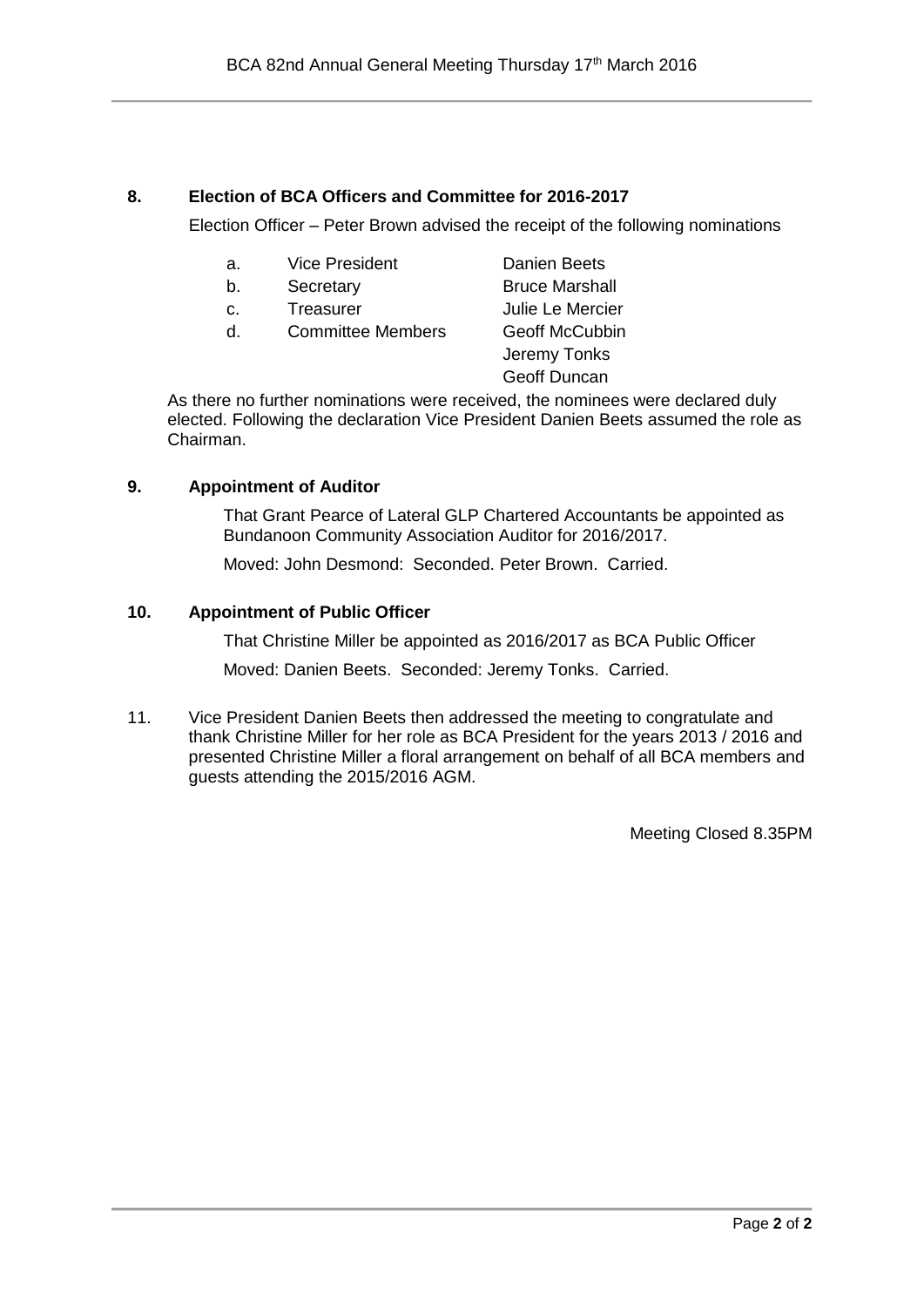## 8. Election of BCA Officers and Committee for 2016-2017

Election Officer – Peter Brown advised the receipt of the following nominations

| | | |
|---|---|---|
| a. | Vice President | Danien Beets |
| b. | Secretary | Bruce Marshall |
| c. | Treasurer | Julie Le Mercier |
| d. | Committee Members | Geoff McCubbin |
| | | Jeremy Tonks |
| | | Geoff Duncan |

As there no further nominations were received, the nominees were declared duly elected. Following the declaration Vice President Danien Beets assumed the role as Chairman.

## 9. Appointment of Auditor

That Grant Pearce of Lateral GLP Chartered Accountants be appointed as Bundanoon Community Association Auditor for 2016/2017.

Moved: John Desmond: Seconded. Peter Brown. Carried.

## 10. Appointment of Public Officer

That Christine Miller be appointed as 2016/2017 as BCA Public Officer

Moved: Danien Beets. Seconded: Jeremy Tonks. Carried.

11. Vice President Danien Beets then addressed the meeting to congratulate and thank Christine Miller for her role as BCA President for the years 2013 / 2016 and presented Christine Miller a floral arrangement on behalf of all BCA members and guests attending the 2015/2016 AGM.

Meeting Closed 8.35PM